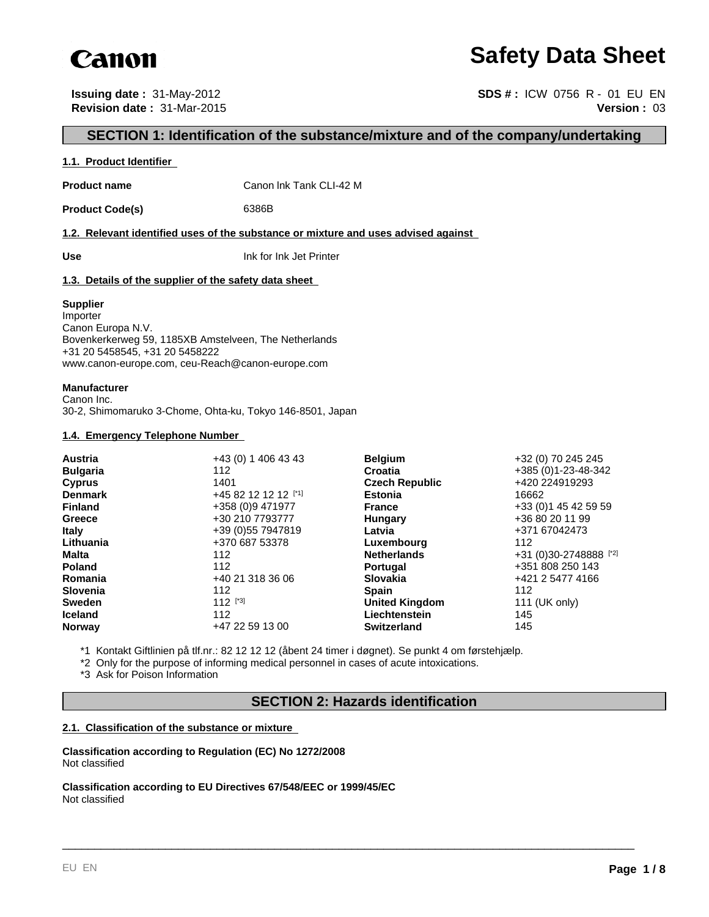Canon

# Safety Data Sheet

**Issuing date :** 31-May-2012
**Revision date :** 31-Mar-2015

**SDS # :** ICW 0756 R - 01 EU EN
**Version :** 03

## SECTION 1: Identification of the substance/mixture and of the company/undertaking

### 1.1. Product Identifier

**Product name** Canon Ink Tank CLI-42 M

**Product Code(s)** 6386B

### 1.2. Relevant identified uses of the substance or mixture and uses advised against

**Use** Ink for Ink Jet Printer

### 1.3. Details of the supplier of the safety data sheet

**Supplier**
Importer
Canon Europa N.V.
Bovenkerkerweg 59, 1185XB Amstelveen, The Netherlands
+31 20 5458545, +31 20 5458222
www.canon-europe.com, ceu-Reach@canon-europe.com

**Manufacturer**
Canon Inc.
30-2, Shimomaruko 3-Chome, Ohta-ku, Tokyo 146-8501, Japan

### 1.4. Emergency Telephone Number

| | | | |
|---|---|---|---|
| **Austria** | +43 (0) 1 406 43 43 | **Belgium** | +32 (0) 70 245 245 |
| **Bulgaria** | 112 | **Croatia** | +385 (0)1-23-48-342 |
| **Cyprus** | 1401 | **Czech Republic** | +420 224919293 |
| **Denmark** | +45 82 12 12 12 [*1] | **Estonia** | 16662 |
| **Finland** | +358 (0)9 471977 | **France** | +33 (0)1 45 42 59 59 |
| **Greece** | +30 210 7793777 | **Hungary** | +36 80 20 11 99 |
| **Italy** | +39 (0)55 7947819 | **Latvia** | +371 67042473 |
| **Lithuania** | +370 687 53378 | **Luxembourg** | 112 |
| **Malta** | 112 | **Netherlands** | +31 (0)30-2748888 [*2] |
| **Poland** | 112 | **Portugal** | +351 808 250 143 |
| **Romania** | +40 21 318 36 06 | **Slovakia** | +421 2 5477 4166 |
| **Slovenia** | 112 | **Spain** | 112 |
| **Sweden** | 112 [*3] | **United Kingdom** | 111 (UK only) |
| **Iceland** | 112 | **Liechtenstein** | 145 |
| **Norway** | +47 22 59 13 00 | **Switzerland** | 145 |

*1 Kontakt Giftlinien på tlf.nr.: 82 12 12 12 (åbent 24 timer i døgnet). Se punkt 4 om førstehjælp.

*2 Only for the purpose of informing medical personnel in cases of acute intoxications.

*3 Ask for Poison Information

## SECTION 2: Hazards identification

### 2.1. Classification of the substance or mixture

**Classification according to Regulation (EC) No 1272/2008**
Not classified

**Classification according to EU Directives 67/548/EEC or 1999/45/EC**
Not classified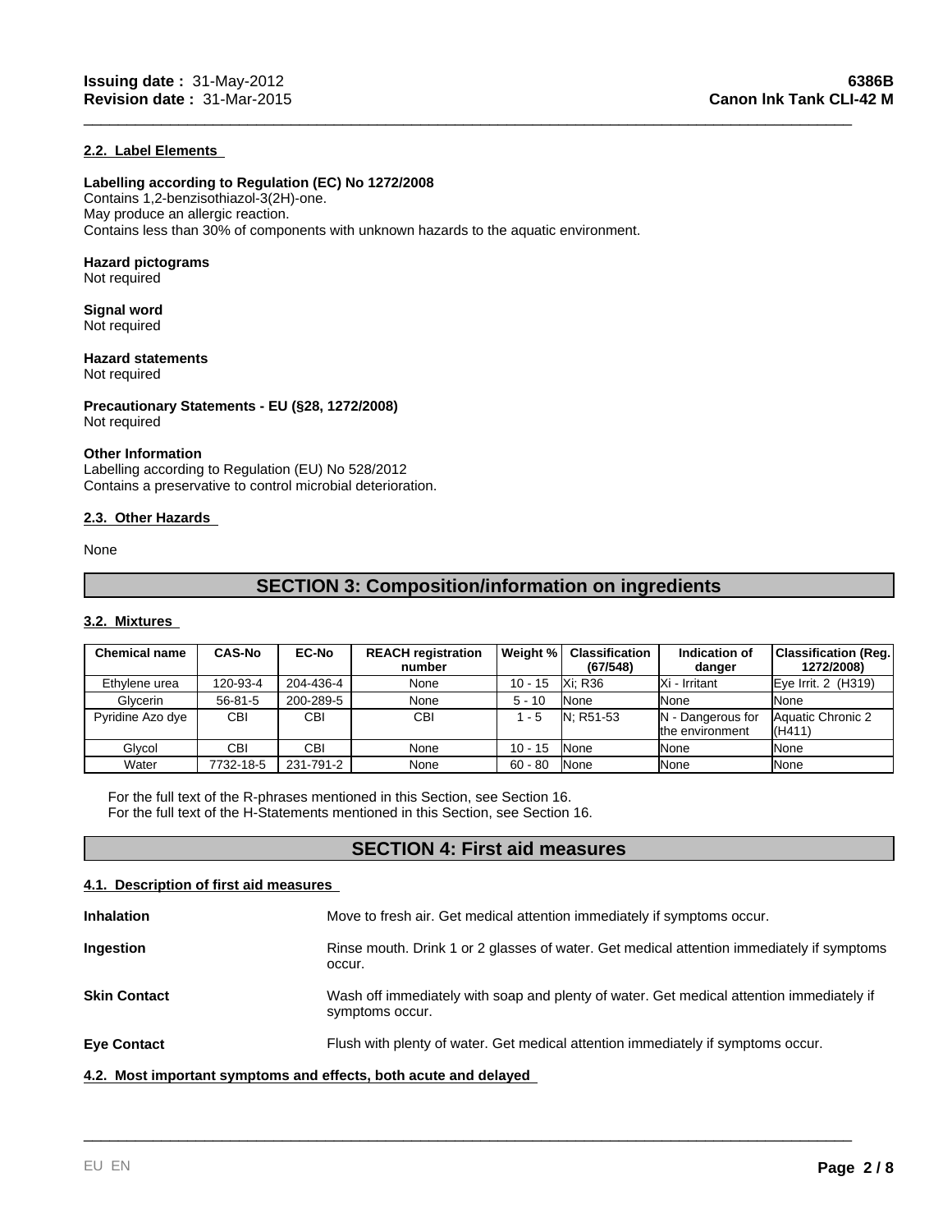### 2.2. Label Elements

**Labelling according to Regulation (EC) No 1272/2008**
Contains 1,2-benzisothiazol-3(2H)-one.
May produce an allergic reaction.
Contains less than 30% of components with unknown hazards to the aquatic environment.

**Hazard pictograms**
Not required

**Signal word**
Not required

**Hazard statements**
Not required

**Precautionary Statements - EU (§28, 1272/2008)**
Not required

**Other Information**
Labelling according to Regulation (EU) No 528/2012
Contains a preservative to control microbial deterioration.

### 2.3. Other Hazards

None

## SECTION 3: Composition/information on ingredients

### 3.2. Mixtures

| Chemical name | CAS-No | EC-No | REACH registration number | Weight % | Classification (67/548) | Indication of danger | Classification (Reg. 1272/2008) |
|---|---|---|---|---|---|---|---|
| Ethylene urea | 120-93-4 | 204-436-4 | None | 10 - 15 | Xi; R36 | Xi - Irritant | Eye Irrit. 2 (H319) |
| Glycerin | 56-81-5 | 200-289-5 | None | 5 - 10 | None | None | None |
| Pyridine Azo dye | CBI | CBI | CBI | 1 - 5 | N; R51-53 | N - Dangerous for the environment | Aquatic Chronic 2 (H411) |
| Glycol | CBI | CBI | None | 10 - 15 | None | None | None |
| Water | 7732-18-5 | 231-791-2 | None | 60 - 80 | None | None | None |

For the full text of the R-phrases mentioned in this Section, see Section 16.
For the full text of the H-Statements mentioned in this Section, see Section 16.

## SECTION 4: First aid measures

### 4.1. Description of first aid measures

**Inhalation** Move to fresh air. Get medical attention immediately if symptoms occur.

**Ingestion** Rinse mouth. Drink 1 or 2 glasses of water. Get medical attention immediately if symptoms occur.

**Skin Contact** Wash off immediately with soap and plenty of water. Get medical attention immediately if symptoms occur.

**Eye Contact** Flush with plenty of water. Get medical attention immediately if symptoms occur.

### 4.2. Most important symptoms and effects, both acute and delayed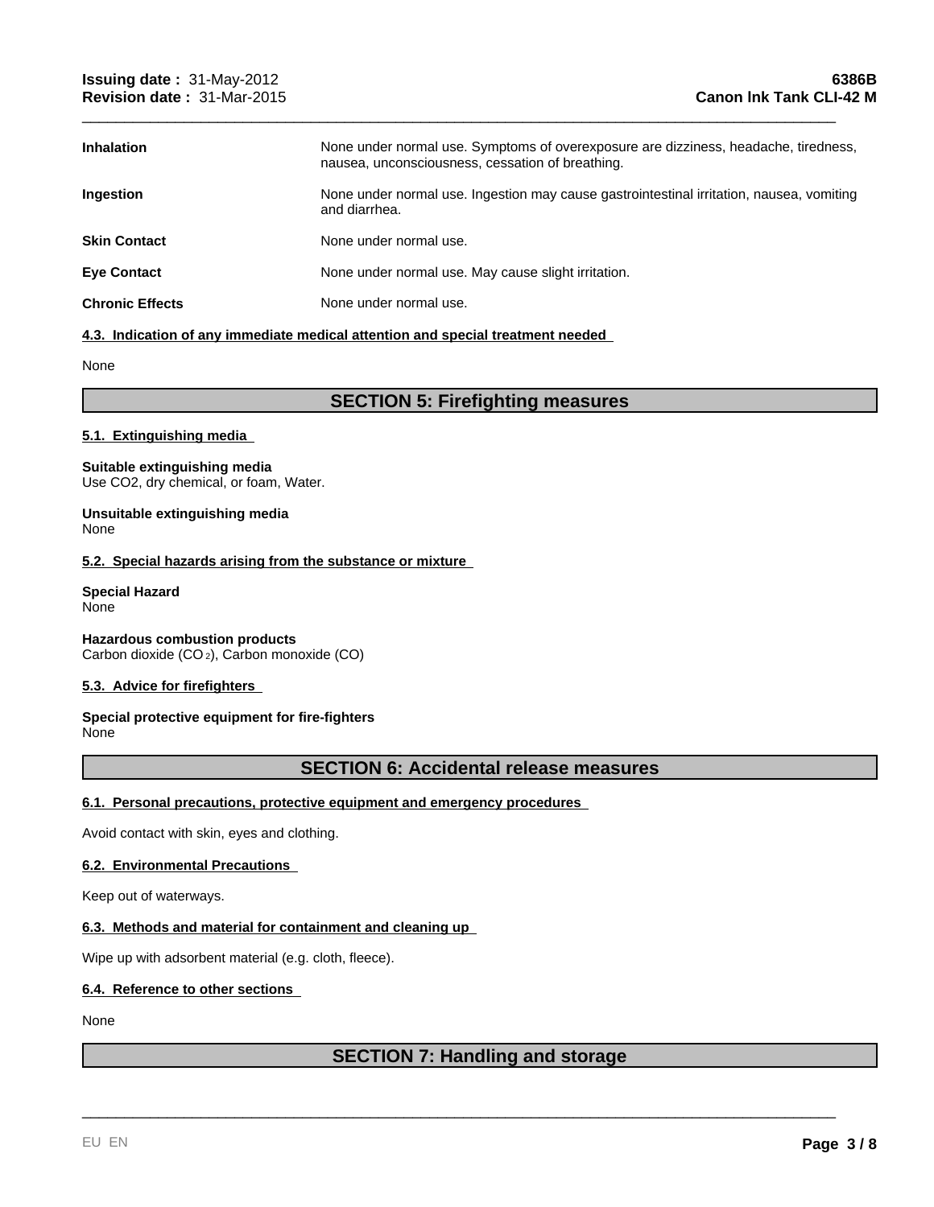| | |
|---|---|
| **Inhalation** | None under normal use. Symptoms of overexposure are dizziness, headache, tiredness, nausea, unconsciousness, cessation of breathing. |
| **Ingestion** | None under normal use. Ingestion may cause gastrointestinal irritation, nausea, vomiting and diarrhea. |
| **Skin Contact** | None under normal use. |
| **Eye Contact** | None under normal use. May cause slight irritation. |
| **Chronic Effects** | None under normal use. |

### 4.3. Indication of any immediate medical attention and special treatment needed

None

## SECTION 5: Firefighting measures

### 5.1. Extinguishing media

**Suitable extinguishing media**
Use CO2, dry chemical, or foam, Water.

**Unsuitable extinguishing media**
None

### 5.2. Special hazards arising from the substance or mixture

**Special Hazard**
None

**Hazardous combustion products**
Carbon dioxide ($CO_2$), Carbon monoxide (CO)

### 5.3. Advice for firefighters

**Special protective equipment for fire-fighters**
None

## SECTION 6: Accidental release measures

### 6.1. Personal precautions, protective equipment and emergency procedures

Avoid contact with skin, eyes and clothing.

### 6.2. Environmental Precautions

Keep out of waterways.

### 6.3. Methods and material for containment and cleaning up

Wipe up with adsorbent material (e.g. cloth, fleece).

### 6.4. Reference to other sections

None

## SECTION 7: Handling and storage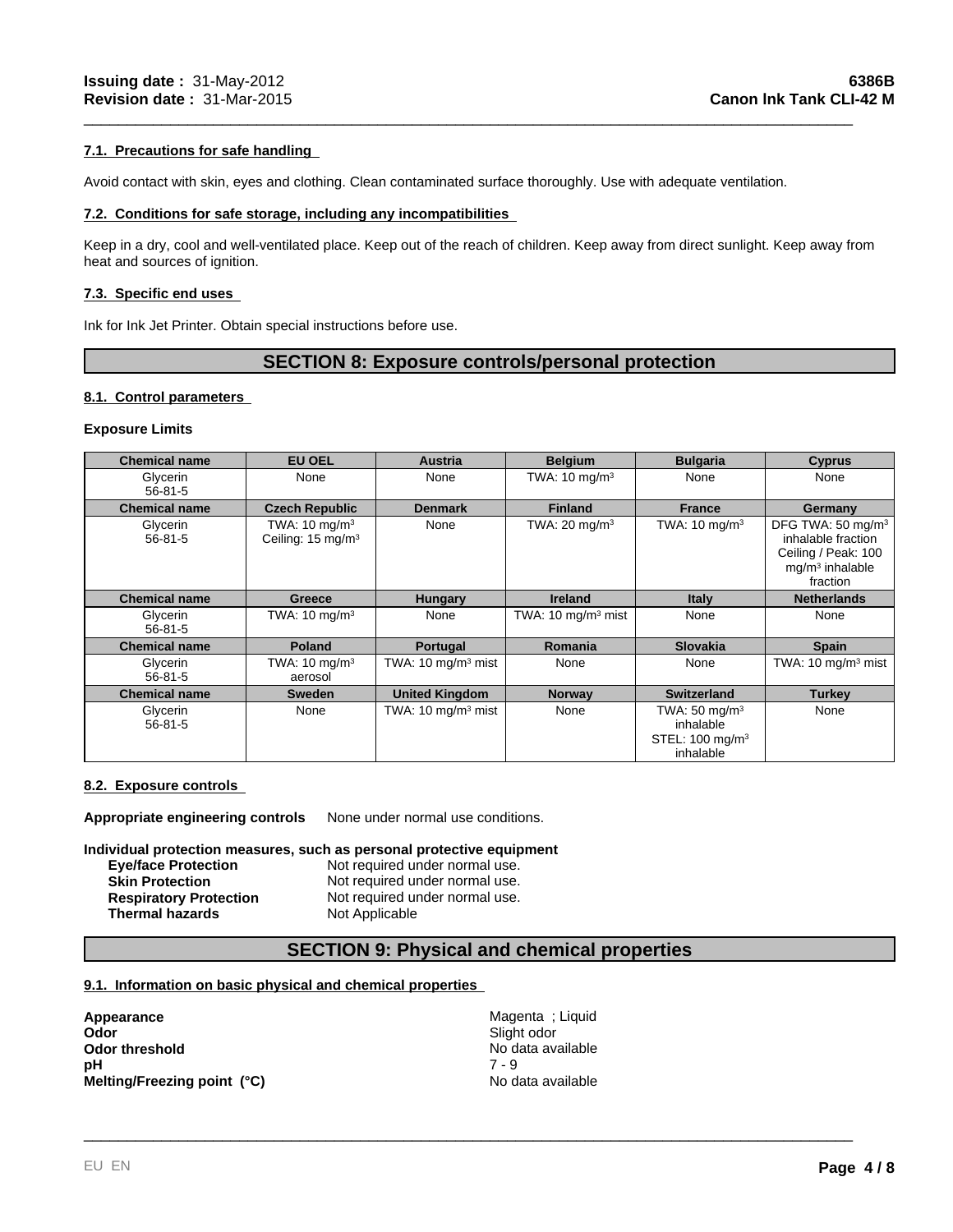#### 7.1. Precautions for safe handling

Avoid contact with skin, eyes and clothing. Clean contaminated surface thoroughly. Use with adequate ventilation.

#### 7.2. Conditions for safe storage, including any incompatibilities

Keep in a dry, cool and well-ventilated place. Keep out of the reach of children. Keep away from direct sunlight. Keep away from heat and sources of ignition.

#### 7.3. Specific end uses

Ink for Ink Jet Printer. Obtain special instructions before use.

## SECTION 8: Exposure controls/personal protection

#### 8.1. Control parameters

**Exposure Limits**

| Chemical name | EU OEL | Austria | Belgium | Bulgaria | Cyprus |
|---|---|---|---|---|---|
| Glycerin 56-81-5 | None | None | TWA: 10 mg/m³ | None | None |
| **Chemical name** | **Czech Republic** | **Denmark** | **Finland** | **France** | **Germany** |
| Glycerin 56-81-5 | TWA: 10 mg/m³ Ceiling: 15 mg/m³ | None | TWA: 20 mg/m³ | TWA: 10 mg/m³ | DFG TWA: 50 mg/m³ inhalable fraction Ceiling / Peak: 100 mg/m³ inhalable fraction |
| **Chemical name** | **Greece** | **Hungary** | **Ireland** | **Italy** | **Netherlands** |
| Glycerin 56-81-5 | TWA: 10 mg/m³ | None | TWA: 10 mg/m³ mist | None | None |
| **Chemical name** | **Poland** | **Portugal** | **Romania** | **Slovakia** | **Spain** |
| Glycerin 56-81-5 | TWA: 10 mg/m³ aerosol | TWA: 10 mg/m³ mist | None | None | TWA: 10 mg/m³ mist |
| **Chemical name** | **Sweden** | **United Kingdom** | **Norway** | **Switzerland** | **Turkey** |
| Glycerin 56-81-5 | None | TWA: 10 mg/m³ mist | None | TWA: 50 mg/m³ inhalable STEL: 100 mg/m³ inhalable | None |

#### 8.2. Exposure controls

**Appropriate engineering controls** None under normal use conditions.

**Individual protection measures, such as personal protective equipment**

**Eye/face Protection** Not required under normal use.
**Skin Protection** Not required under normal use.
**Respiratory Protection** Not required under normal use.
**Thermal hazards** Not Applicable

## SECTION 9: Physical and chemical properties

#### 9.1. Information on basic physical and chemical properties

**Appearance** Magenta ; Liquid
**Odor** Slight odor
**Odor threshold** No data available
**pH** 7 - 9
**Melting/Freezing point (°C)** No data available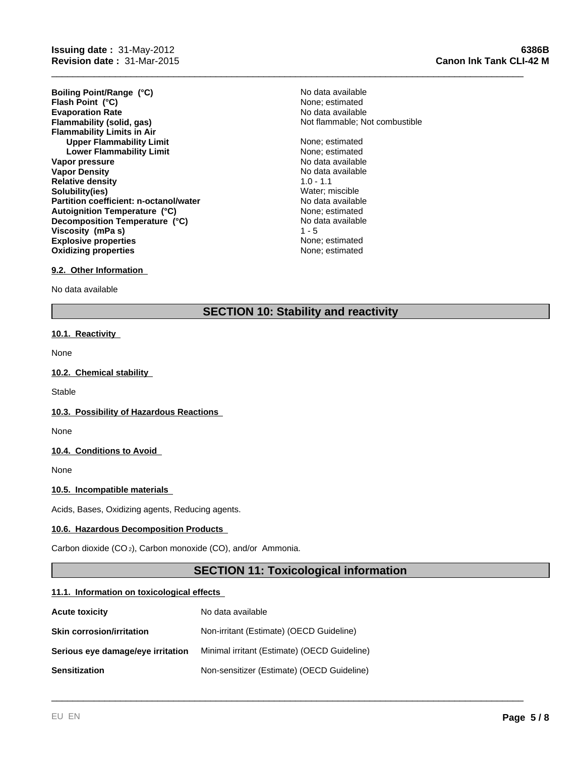| Property | Value |
|---|---|
| **Boiling Point/Range (°C)** | No data available |
| **Flash Point (°C)** | None; estimated |
| **Evaporation Rate** | No data available |
| **Flammability (solid, gas)** | Not flammable; Not combustible |
| **Flammability Limits in Air** | |
| **Upper Flammability Limit** | None; estimated |
| **Lower Flammability Limit** | None; estimated |
| **Vapor pressure** | No data available |
| **Vapor Density** | No data available |
| **Relative density** | 1.0 - 1.1 |
| **Solubility(ies)** | Water; miscible |
| **Partition coefficient: n-octanol/water** | No data available |
| **Autoignition Temperature (°C)** | None; estimated |
| **Decomposition Temperature (°C)** | No data available |
| **Viscosity (mPa s)** | 1 - 5 |
| **Explosive properties** | None; estimated |
| **Oxidizing properties** | None; estimated |

### 9.2. Other Information

No data available

## SECTION 10: Stability and reactivity

### 10.1. Reactivity

None

### 10.2. Chemical stability

Stable

### 10.3. Possibility of Hazardous Reactions

None

### 10.4. Conditions to Avoid

None

### 10.5. Incompatible materials

Acids, Bases, Oxidizing agents, Reducing agents.

### 10.6. Hazardous Decomposition Products

Carbon dioxide ($CO_2$), Carbon monoxide (CO), and/or Ammonia.

## SECTION 11: Toxicological information

### 11.1. Information on toxicological effects

| | |
|---|---|
| **Acute toxicity** | No data available |
| **Skin corrosion/irritation** | Non-irritant (Estimate) (OECD Guideline) |
| **Serious eye damage/eye irritation** | Minimal irritant (Estimate) (OECD Guideline) |
| **Sensitization** | Non-sensitizer (Estimate) (OECD Guideline) |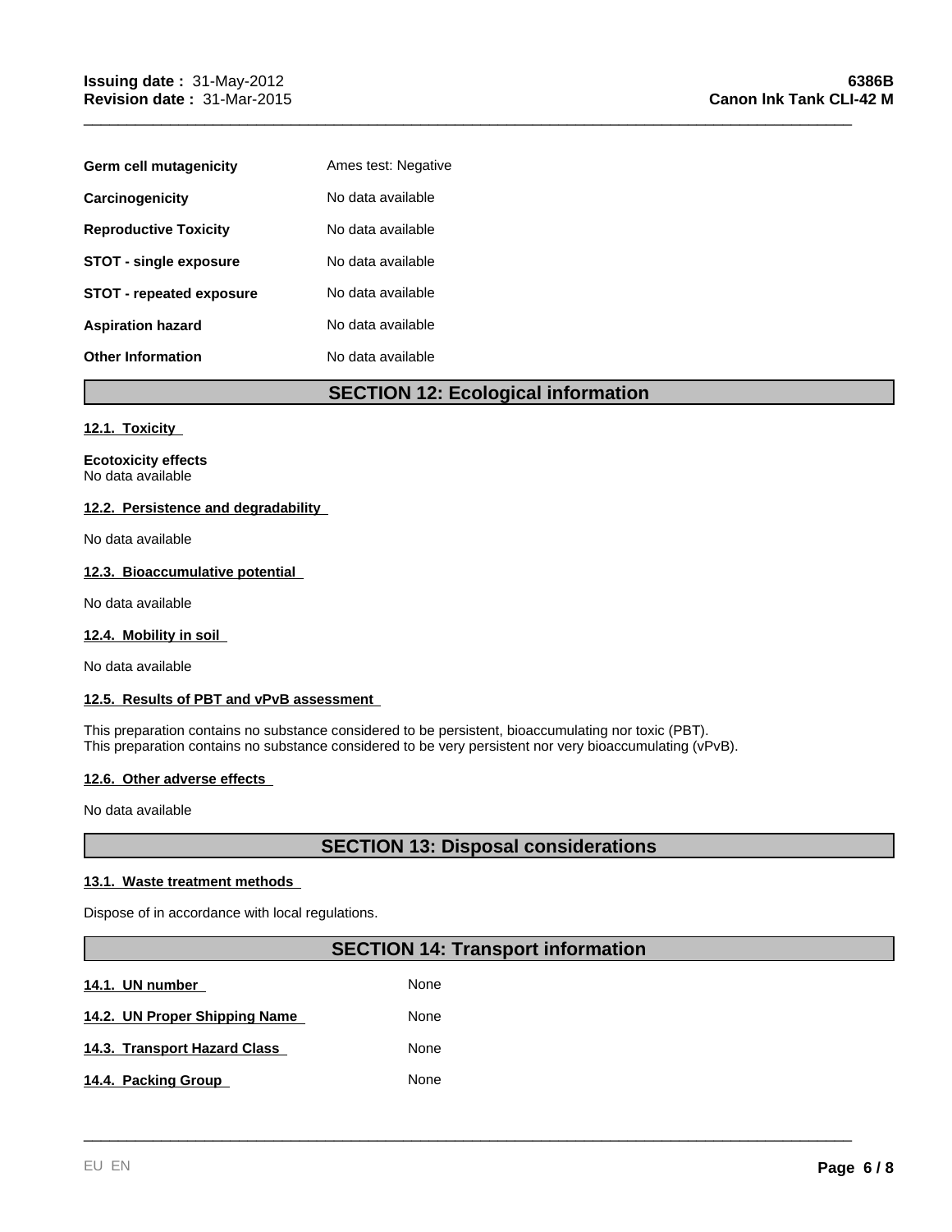| | |
|---|---|
| **Germ cell mutagenicity** | Ames test: Negative |
| **Carcinogenicity** | No data available |
| **Reproductive Toxicity** | No data available |
| **STOT - single exposure** | No data available |
| **STOT - repeated exposure** | No data available |
| **Aspiration hazard** | No data available |
| **Other Information** | No data available |

## SECTION 12: Ecological information

### 12.1. Toxicity

**Ecotoxicity effects**
No data available

### 12.2. Persistence and degradability

No data available

### 12.3. Bioaccumulative potential

No data available

### 12.4. Mobility in soil

No data available

### 12.5. Results of PBT and vPvB assessment

This preparation contains no substance considered to be persistent, bioaccumulating nor toxic (PBT).
This preparation contains no substance considered to be very persistent nor very bioaccumulating (vPvB).

### 12.6. Other adverse effects

No data available

## SECTION 13: Disposal considerations

### 13.1. Waste treatment methods

Dispose of in accordance with local regulations.

## SECTION 14: Transport information

| | |
|---|---|
| **14.1. UN number** | None |
| **14.2. UN Proper Shipping Name** | None |
| **14.3. Transport Hazard Class** | None |
| **14.4. Packing Group** | None |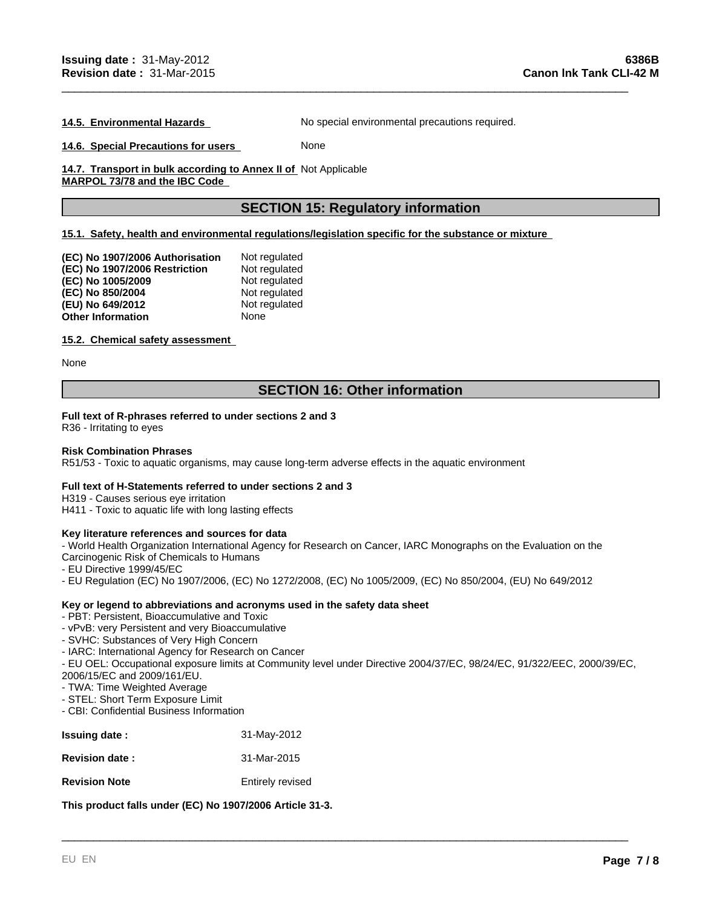**14.5. Environmental Hazards** No special environmental precautions required.

**14.6. Special Precautions for users** None

**14.7. Transport in bulk according to Annex II of MARPOL 73/78 and the IBC Code** Not Applicable

## SECTION 15: Regulatory information

**15.1. Safety, health and environmental regulations/legislation specific for the substance or mixture**

| | |
|---|---|
| **(EC) No 1907/2006 Authorisation** | Not regulated |
| **(EC) No 1907/2006 Restriction** | Not regulated |
| **(EC) No 1005/2009** | Not regulated |
| **(EC) No 850/2004** | Not regulated |
| **(EU) No 649/2012** | Not regulated |
| **Other Information** | None |

**15.2. Chemical safety assessment**

None

## SECTION 16: Other information

**Full text of R-phrases referred to under sections 2 and 3**
R36 - Irritating to eyes

**Risk Combination Phrases**
R51/53 - Toxic to aquatic organisms, may cause long-term adverse effects in the aquatic environment

**Full text of H-Statements referred to under sections 2 and 3**
H319 - Causes serious eye irritation
H411 - Toxic to aquatic life with long lasting effects

**Key literature references and sources for data**
- World Health Organization International Agency for Research on Cancer, IARC Monographs on the Evaluation on the Carcinogenic Risk of Chemicals to Humans
- EU Directive 1999/45/EC
- EU Regulation (EC) No 1907/2006, (EC) No 1272/2008, (EC) No 1005/2009, (EC) No 850/2004, (EU) No 649/2012

**Key or legend to abbreviations and acronyms used in the safety data sheet**
- PBT: Persistent, Bioaccumulative and Toxic
- vPvB: very Persistent and very Bioaccumulative
- SVHC: Substances of Very High Concern
- IARC: International Agency for Research on Cancer
- EU OEL: Occupational exposure limits at Community level under Directive 2004/37/EC, 98/24/EC, 91/322/EEC, 2000/39/EC, 2006/15/EC and 2009/161/EU.
- TWA: Time Weighted Average
- STEL: Short Term Exposure Limit
- CBI: Confidential Business Information

| | |
|---|---|
| **Issuing date :** | 31-May-2012 |
| **Revision date :** | 31-Mar-2015 |
| **Revision Note** | Entirely revised |

**This product falls under (EC) No 1907/2006 Article 31-3.**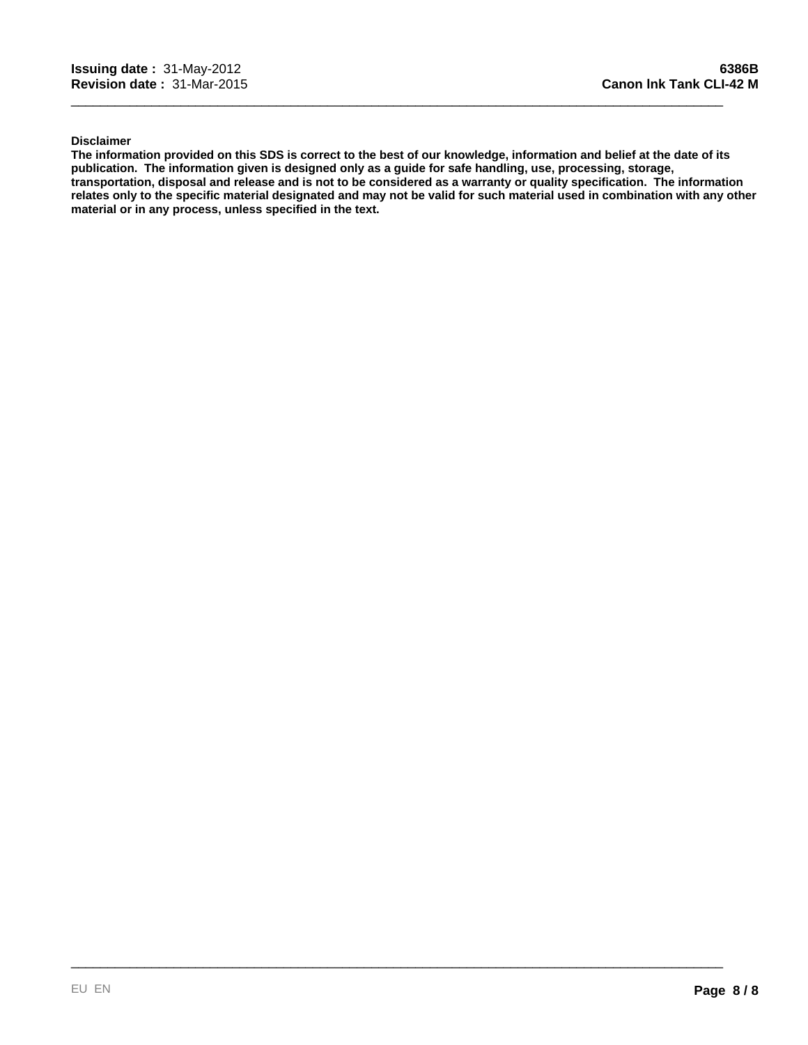**Disclaimer**

**The information provided on this SDS is correct to the best of our knowledge, information and belief at the date of its publication. The information given is designed only as a guide for safe handling, use, processing, storage, transportation, disposal and release and is not to be considered as a warranty or quality specification. The information relates only to the specific material designated and may not be valid for such material used in combination with any other material or in any process, unless specified in the text.**